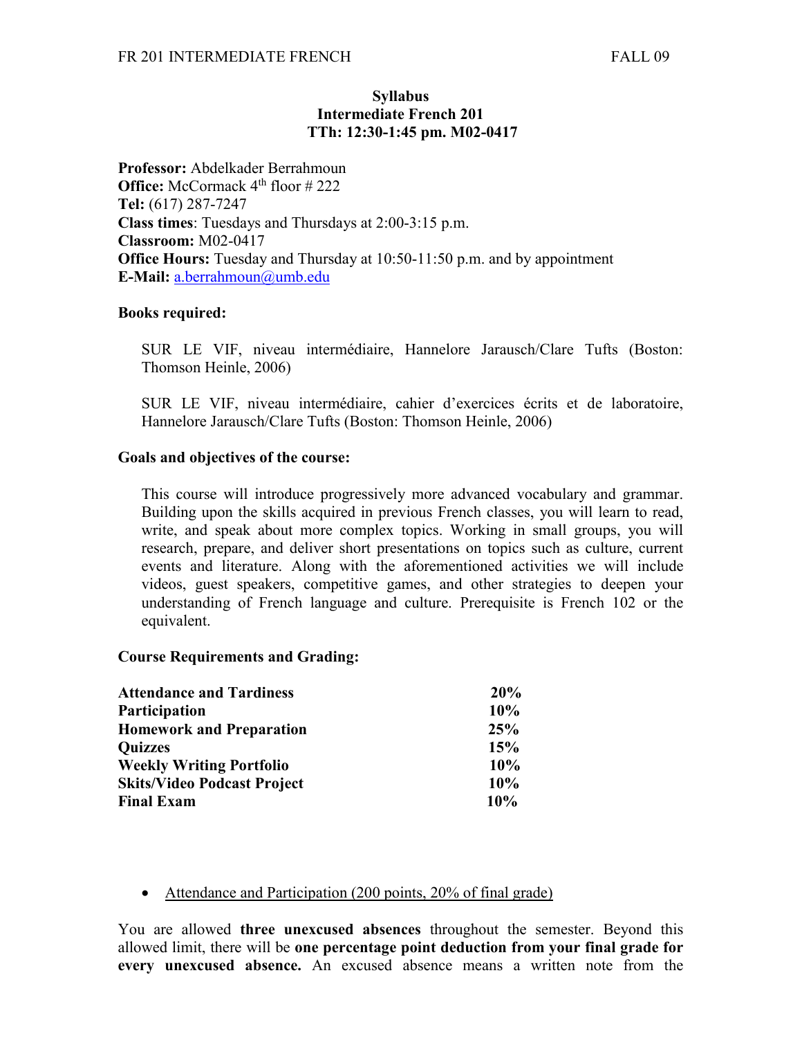**Syllabus**
**Intermediate French 201**
**TTh: 12:30-1:45 pm. M02-0417**

**Professor:** Abdelkader Berrahmoun
**Office:** McCormack 4th floor # 222
**Tel:** (617) 287-7247
**Class times**: Tuesdays and Thursdays at 2:00-3:15 p.m.
**Classroom:** M02-0417
**Office Hours:** Tuesday and Thursday at 10:50-11:50 p.m. and by appointment
**E-Mail:** a.berrahmoun@umb.edu

**Books required:**

SUR LE VIF, niveau intermédiaire, Hannelore Jarausch/Clare Tufts (Boston: Thomson Heinle, 2006)

SUR LE VIF, niveau intermédiaire, cahier d'exercices écrits et de laboratoire, Hannelore Jarausch/Clare Tufts (Boston: Thomson Heinle, 2006)

**Goals and objectives of the course:**

This course will introduce progressively more advanced vocabulary and grammar. Building upon the skills acquired in previous French classes, you will learn to read, write, and speak about more complex topics. Working in small groups, you will research, prepare, and deliver short presentations on topics such as culture, current events and literature. Along with the aforementioned activities we will include videos, guest speakers, competitive games, and other strategies to deepen your understanding of French language and culture. Prerequisite is French 102 or the equivalent.

**Course Requirements and Grading:**

| | |
|---|---|
| **Attendance and Tardiness** | **20%** |
| **Participation** | **10%** |
| **Homework and Preparation** | **25%** |
| **Quizzes** | **15%** |
| **Weekly Writing Portfolio** | **10%** |
| **Skits/Video Podcast Project** | **10%** |
| **Final Exam** | **10%** |

- Attendance and Participation (200 points, 20% of final grade)

You are allowed **three unexcused absences** throughout the semester. Beyond this allowed limit, there will be **one percentage point deduction from your final grade for every unexcused absence.** An excused absence means a written note from the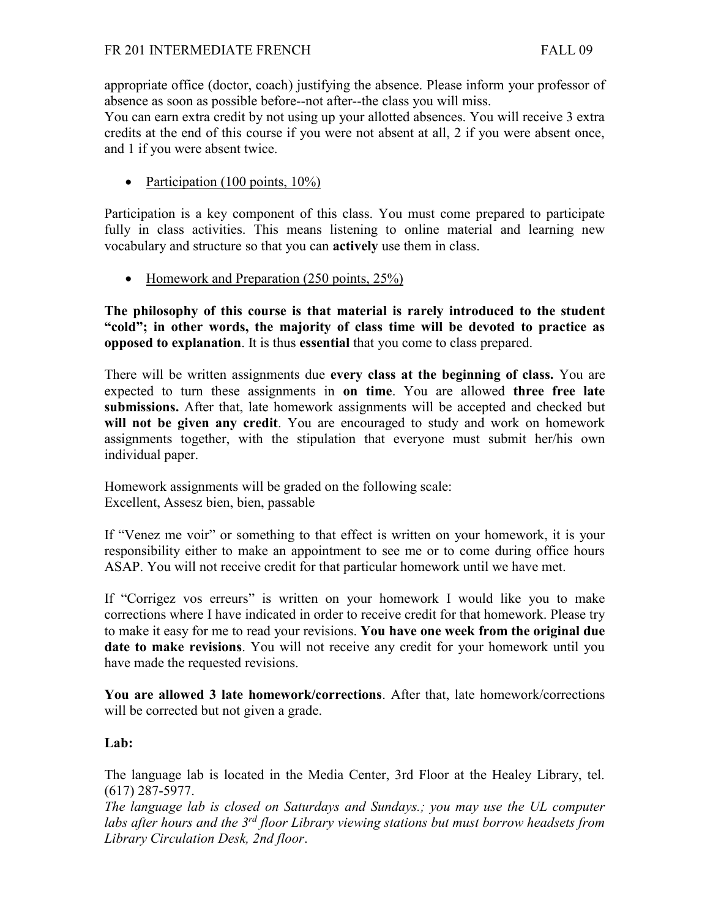appropriate office (doctor, coach) justifying the absence. Please inform your professor of absence as soon as possible before--not after--the class you will miss.
You can earn extra credit by not using up your allotted absences. You will receive 3 extra credits at the end of this course if you were not absent at all, 2 if you were absent once, and 1 if you were absent twice.

- Participation (100 points, 10%)

Participation is a key component of this class. You must come prepared to participate fully in class activities. This means listening to online material and learning new vocabulary and structure so that you can **actively** use them in class.

- Homework and Preparation (250 points, 25%)

**The philosophy of this course is that material is rarely introduced to the student "cold"; in other words, the majority of class time will be devoted to practice as opposed to explanation**. It is thus **essential** that you come to class prepared.

There will be written assignments due **every class at the beginning of class.** You are expected to turn these assignments in **on time**. You are allowed **three free late submissions.** After that, late homework assignments will be accepted and checked but **will not be given any credit**. You are encouraged to study and work on homework assignments together, with the stipulation that everyone must submit her/his own individual paper.

Homework assignments will be graded on the following scale:
Excellent, Assesz bien, bien, passable

If "Venez me voir" or something to that effect is written on your homework, it is your responsibility either to make an appointment to see me or to come during office hours ASAP. You will not receive credit for that particular homework until we have met.

If "Corrigez vos erreurs" is written on your homework I would like you to make corrections where I have indicated in order to receive credit for that homework. Please try to make it easy for me to read your revisions. **You have one week from the original due date to make revisions**. You will not receive any credit for your homework until you have made the requested revisions.

**You are allowed 3 late homework/corrections**. After that, late homework/corrections will be corrected but not given a grade.

**Lab:**

The language lab is located in the Media Center, 3rd Floor at the Healey Library, tel. (617) 287-5977.
*The language lab is closed on Saturdays and Sundays.; you may use the UL computer labs after hours and the 3rd floor Library viewing stations but must borrow headsets from Library Circulation Desk, 2nd floor*.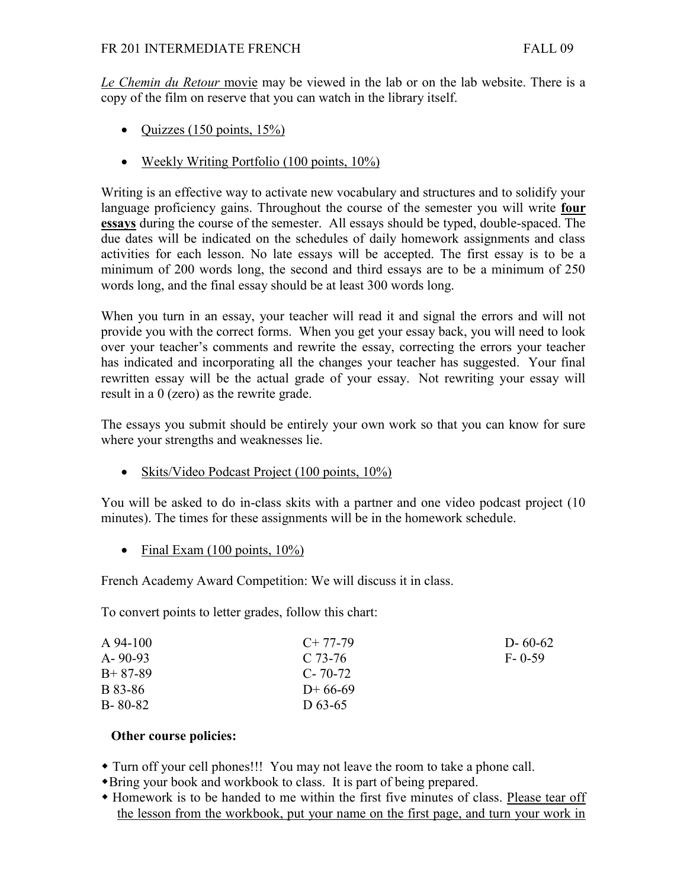*Le Chemin du Retour* movie may be viewed in the lab or on the lab website. There is a copy of the film on reserve that you can watch in the library itself.

- Quizzes (150 points, 15%)

- Weekly Writing Portfolio (100 points, 10%)

Writing is an effective way to activate new vocabulary and structures and to solidify your language proficiency gains. Throughout the course of the semester you will write **four essays** during the course of the semester. All essays should be typed, double-spaced. The due dates will be indicated on the schedules of daily homework assignments and class activities for each lesson. No late essays will be accepted. The first essay is to be a minimum of 200 words long, the second and third essays are to be a minimum of 250 words long, and the final essay should be at least 300 words long.

When you turn in an essay, your teacher will read it and signal the errors and will not provide you with the correct forms. When you get your essay back, you will need to look over your teacher's comments and rewrite the essay, correcting the errors your teacher has indicated and incorporating all the changes your teacher has suggested. Your final rewritten essay will be the actual grade of your essay. Not rewriting your essay will result in a 0 (zero) as the rewrite grade.

The essays you submit should be entirely your own work so that you can know for sure where your strengths and weaknesses lie.

- Skits/Video Podcast Project (100 points, 10%)

You will be asked to do in-class skits with a partner and one video podcast project (10 minutes). The times for these assignments will be in the homework schedule.

- Final Exam (100 points, 10%)

French Academy Award Competition: We will discuss it in class.

To convert points to letter grades, follow this chart:

| | | |
|---|---|---|
| A 94-100 | C+ 77-79 | D- 60-62 |
| A- 90-93 | C 73-76 | F- 0-59 |
| B+ 87-89 | C- 70-72 | |
| B 83-86 | D+ 66-69 | |
| B- 80-82 | D 63-65 | |

**Other course policies:**

- Turn off your cell phones!!! You may not leave the room to take a phone call.
- Bring your book and workbook to class. It is part of being prepared.
- Homework is to be handed to me within the first five minutes of class. Please tear off the lesson from the workbook, put your name on the first page, and turn your work in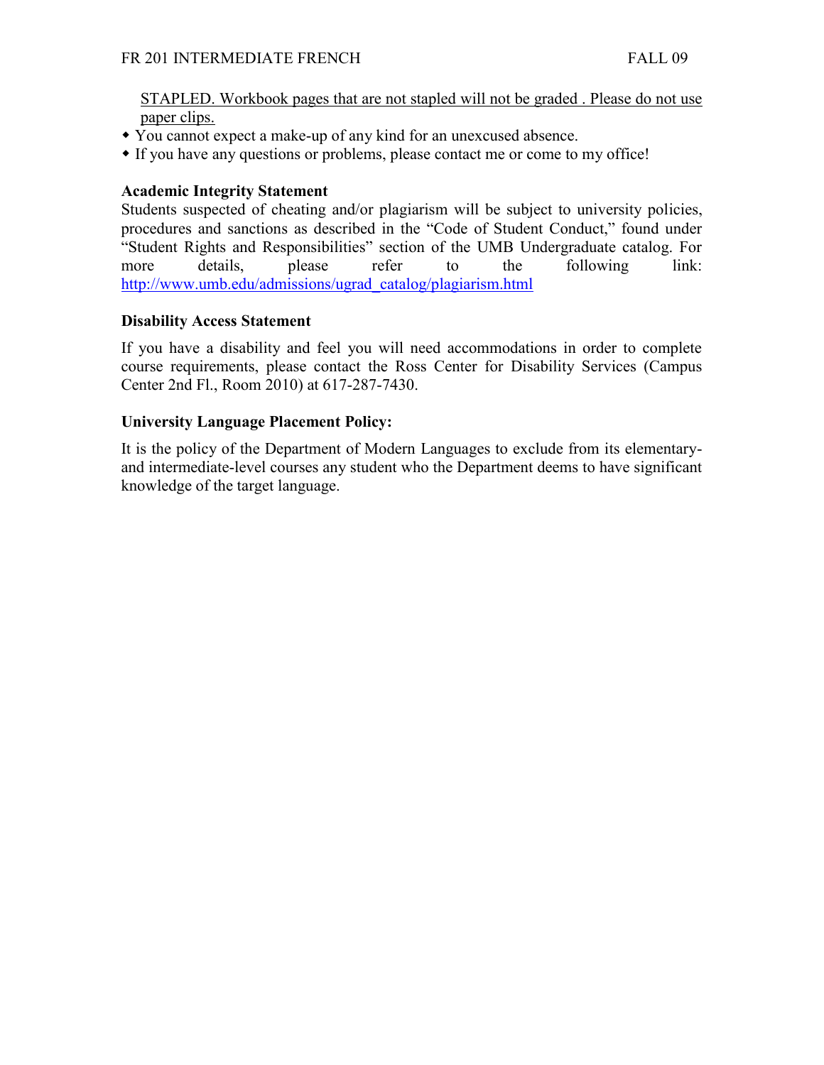STAPLED. Workbook pages that are not stapled will not be graded . Please do not use paper clips.

- You cannot expect a make-up of any kind for an unexcused absence.
- If you have any questions or problems, please contact me or come to my office!

**Academic Integrity Statement**

Students suspected of cheating and/or plagiarism will be subject to university policies, procedures and sanctions as described in the "Code of Student Conduct," found under "Student Rights and Responsibilities" section of the UMB Undergraduate catalog. For more details, please refer to the following link: http://www.umb.edu/admissions/ugrad_catalog/plagiarism.html

**Disability Access Statement**

If you have a disability and feel you will need accommodations in order to complete course requirements, please contact the Ross Center for Disability Services (Campus Center 2nd Fl., Room 2010) at 617-287-7430.

**University Language Placement Policy:**

It is the policy of the Department of Modern Languages to exclude from its elementary- and intermediate-level courses any student who the Department deems to have significant knowledge of the target language.